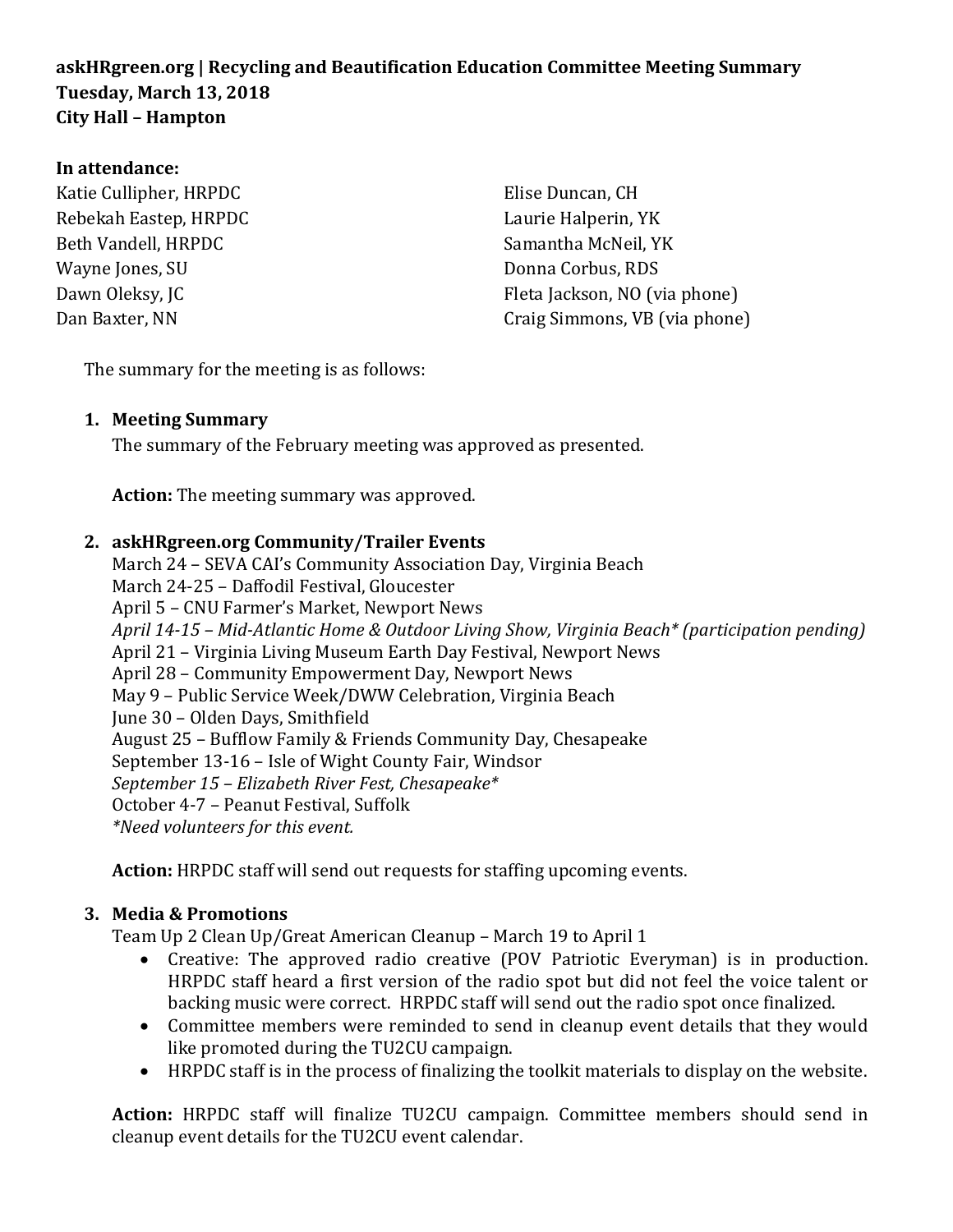**askHRgreen.org | Recycling and Beautification Education Committee Meeting Summary**
**Tuesday, March 13, 2018**
**City Hall – Hampton**

**In attendance:**

Katie Cullipher, HRPDC
Rebekah Eastep, HRPDC
Beth Vandell, HRPDC
Wayne Jones, SU
Dawn Oleksy, JC
Dan Baxter, NN
Elise Duncan, CH
Laurie Halperin, YK
Samantha McNeil, YK
Donna Corbus, RDS
Fleta Jackson, NO (via phone)
Craig Simmons, VB (via phone)

The summary for the meeting is as follows:

1. **Meeting Summary**

   The summary of the February meeting was approved as presented.

   **Action:** The meeting summary was approved.

2. **askHRgreen.org Community/Trailer Events**

   March 24 – SEVA CAI's Community Association Day, Virginia Beach
   March 24-25 – Daffodil Festival, Gloucester
   April 5 – CNU Farmer's Market, Newport News
   *April 14-15 – Mid-Atlantic Home & Outdoor Living Show, Virginia Beach* (participation pending)*
   April 21 – Virginia Living Museum Earth Day Festival, Newport News
   April 28 – Community Empowerment Day, Newport News
   May 9 – Public Service Week/DWW Celebration, Virginia Beach
   June 30 – Olden Days, Smithfield
   August 25 – Bufflow Family & Friends Community Day, Chesapeake
   September 13-16 – Isle of Wight County Fair, Windsor
   *September 15 – Elizabeth River Fest, Chesapeake**
   October 4-7 – Peanut Festival, Suffolk
   **Need volunteers for this event.*

   **Action:** HRPDC staff will send out requests for staffing upcoming events.

3. **Media & Promotions**

   Team Up 2 Clean Up/Great American Cleanup – March 19 to April 1

   - Creative: The approved radio creative (POV Patriotic Everyman) is in production. HRPDC staff heard a first version of the radio spot but did not feel the voice talent or backing music were correct. HRPDC staff will send out the radio spot once finalized.
   - Committee members were reminded to send in cleanup event details that they would like promoted during the TU2CU campaign.
   - HRPDC staff is in the process of finalizing the toolkit materials to display on the website.

   **Action:** HRPDC staff will finalize TU2CU campaign. Committee members should send in cleanup event details for the TU2CU event calendar.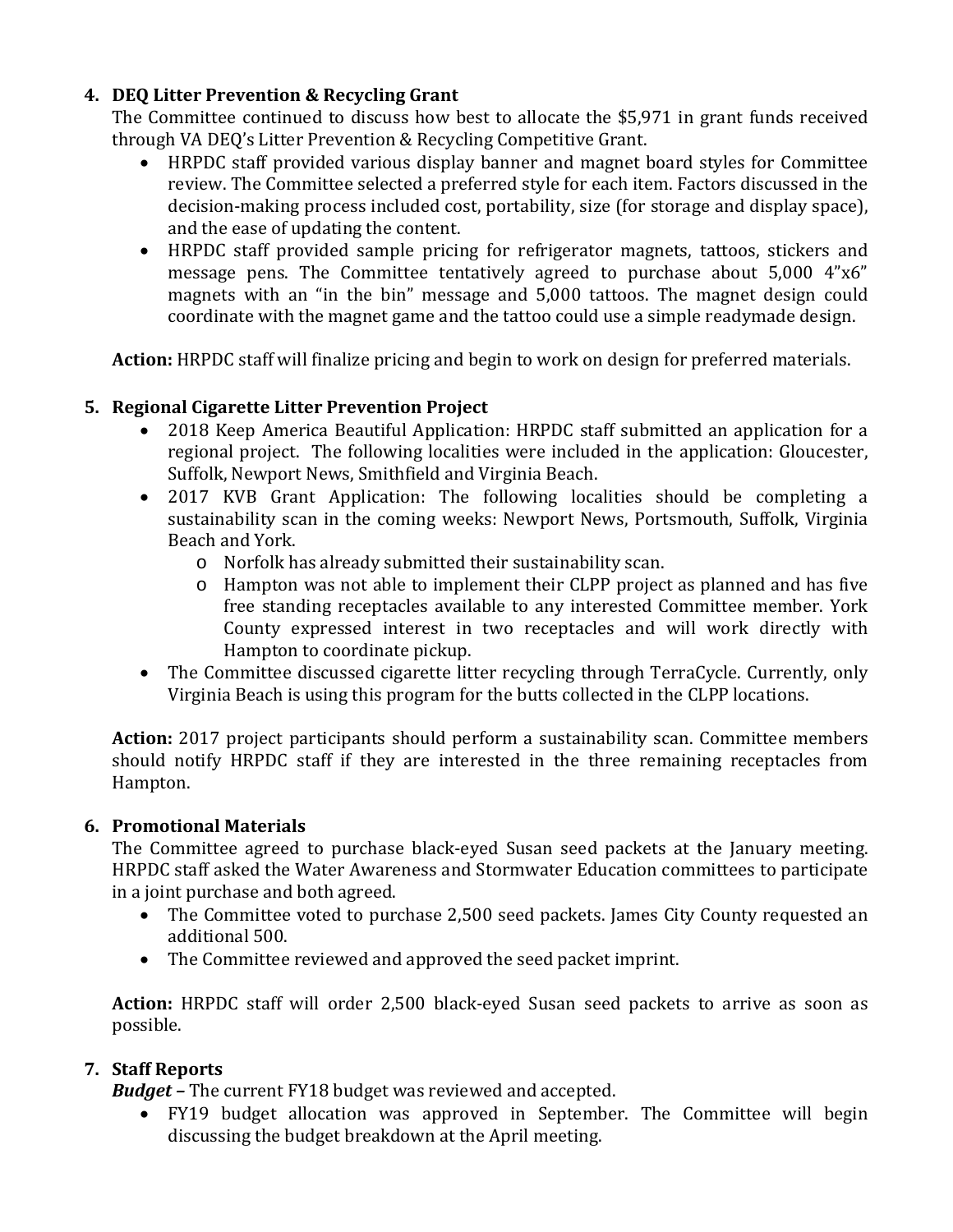4. **DEQ Litter Prevention & Recycling Grant**
   The Committee continued to discuss how best to allocate the $5,971 in grant funds received through VA DEQ's Litter Prevention & Recycling Competitive Grant.
   - HRPDC staff provided various display banner and magnet board styles for Committee review. The Committee selected a preferred style for each item. Factors discussed in the decision-making process included cost, portability, size (for storage and display space), and the ease of updating the content.
   - HRPDC staff provided sample pricing for refrigerator magnets, tattoos, stickers and message pens. The Committee tentatively agreed to purchase about 5,000 4"x6" magnets with an "in the bin" message and 5,000 tattoos. The magnet design could coordinate with the magnet game and the tattoo could use a simple readymade design.

   **Action:** HRPDC staff will finalize pricing and begin to work on design for preferred materials.

5. **Regional Cigarette Litter Prevention Project**
   - 2018 Keep America Beautiful Application: HRPDC staff submitted an application for a regional project. The following localities were included in the application: Gloucester, Suffolk, Newport News, Smithfield and Virginia Beach.
   - 2017 KVB Grant Application: The following localities should be completing a sustainability scan in the coming weeks: Newport News, Portsmouth, Suffolk, Virginia Beach and York.
     - Norfolk has already submitted their sustainability scan.
     - Hampton was not able to implement their CLPP project as planned and has five free standing receptacles available to any interested Committee member. York County expressed interest in two receptacles and will work directly with Hampton to coordinate pickup.
   - The Committee discussed cigarette litter recycling through TerraCycle. Currently, only Virginia Beach is using this program for the butts collected in the CLPP locations.

   **Action:** 2017 project participants should perform a sustainability scan. Committee members should notify HRPDC staff if they are interested in the three remaining receptacles from Hampton.

6. **Promotional Materials**
   The Committee agreed to purchase black-eyed Susan seed packets at the January meeting. HRPDC staff asked the Water Awareness and Stormwater Education committees to participate in a joint purchase and both agreed.
   - The Committee voted to purchase 2,500 seed packets. James City County requested an additional 500.
   - The Committee reviewed and approved the seed packet imprint.

   **Action:** HRPDC staff will order 2,500 black-eyed Susan seed packets to arrive as soon as possible.

7. **Staff Reports**
   ***Budget*** **–** The current FY18 budget was reviewed and accepted.
   - FY19 budget allocation was approved in September. The Committee will begin discussing the budget breakdown at the April meeting.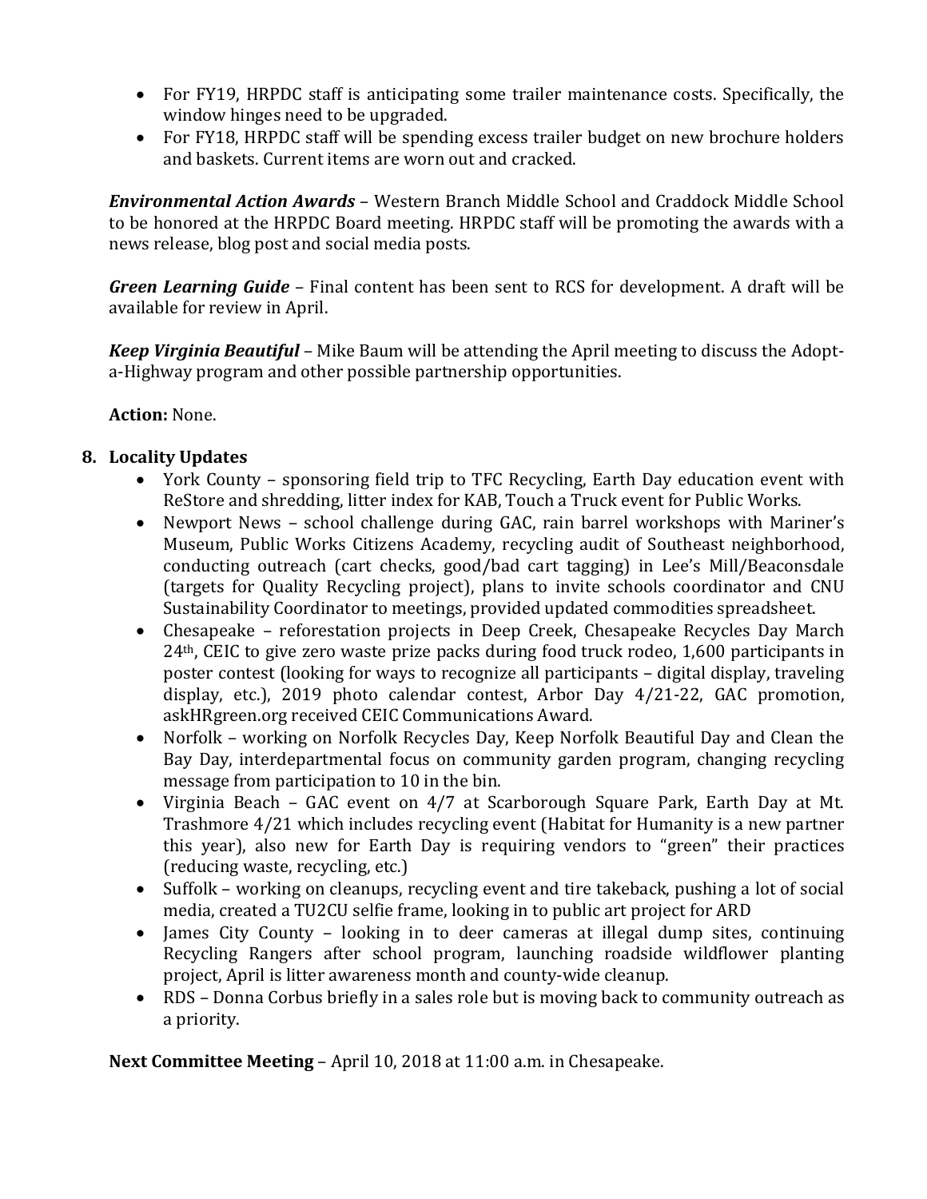- For FY19, HRPDC staff is anticipating some trailer maintenance costs. Specifically, the window hinges need to be upgraded.
- For FY18, HRPDC staff will be spending excess trailer budget on new brochure holders and baskets. Current items are worn out and cracked.

***Environmental Action Awards*** – Western Branch Middle School and Craddock Middle School to be honored at the HRPDC Board meeting. HRPDC staff will be promoting the awards with a news release, blog post and social media posts.

***Green Learning Guide*** – Final content has been sent to RCS for development. A draft will be available for review in April.

***Keep Virginia Beautiful*** – Mike Baum will be attending the April meeting to discuss the Adopt-a-Highway program and other possible partnership opportunities.

**Action:** None.

**8. Locality Updates**

- York County – sponsoring field trip to TFC Recycling, Earth Day education event with ReStore and shredding, litter index for KAB, Touch a Truck event for Public Works.
- Newport News – school challenge during GAC, rain barrel workshops with Mariner's Museum, Public Works Citizens Academy, recycling audit of Southeast neighborhood, conducting outreach (cart checks, good/bad cart tagging) in Lee's Mill/Beaconsdale (targets for Quality Recycling project), plans to invite schools coordinator and CNU Sustainability Coordinator to meetings, provided updated commodities spreadsheet.
- Chesapeake – reforestation projects in Deep Creek, Chesapeake Recycles Day March 24th, CEIC to give zero waste prize packs during food truck rodeo, 1,600 participants in poster contest (looking for ways to recognize all participants – digital display, traveling display, etc.), 2019 photo calendar contest, Arbor Day 4/21-22, GAC promotion, askHRgreen.org received CEIC Communications Award.
- Norfolk – working on Norfolk Recycles Day, Keep Norfolk Beautiful Day and Clean the Bay Day, interdepartmental focus on community garden program, changing recycling message from participation to 10 in the bin.
- Virginia Beach – GAC event on 4/7 at Scarborough Square Park, Earth Day at Mt. Trashmore 4/21 which includes recycling event (Habitat for Humanity is a new partner this year), also new for Earth Day is requiring vendors to "green" their practices (reducing waste, recycling, etc.)
- Suffolk – working on cleanups, recycling event and tire takeback, pushing a lot of social media, created a TU2CU selfie frame, looking in to public art project for ARD
- James City County – looking in to deer cameras at illegal dump sites, continuing Recycling Rangers after school program, launching roadside wildflower planting project, April is litter awareness month and county-wide cleanup.
- RDS – Donna Corbus briefly in a sales role but is moving back to community outreach as a priority.

**Next Committee Meeting** – April 10, 2018 at 11:00 a.m. in Chesapeake.